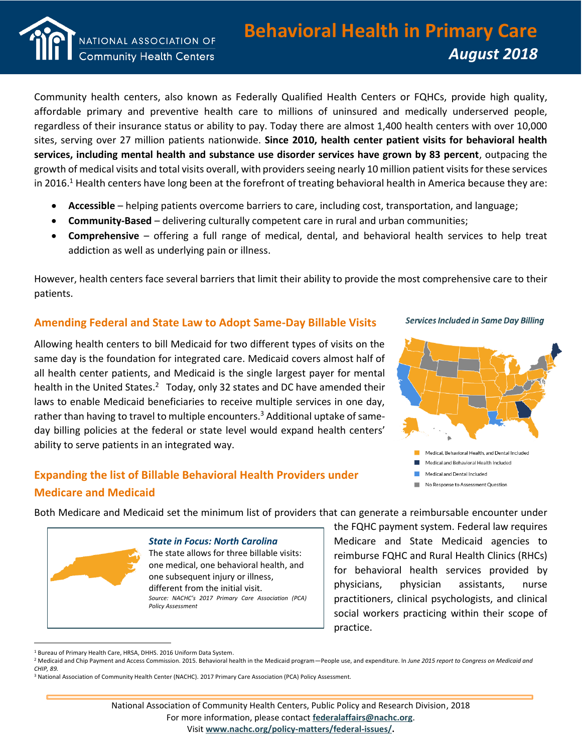# Behavioral Health in Primary Care

*August 2018*

NATIONAL ASSOCIATION OF Community Health Centers

Community health centers, also known as Federally Qualified Health Centers or FQHCs, provide high quality, affordable primary and preventive health care to millions of uninsured and medically underserved people, regardless of their insurance status or ability to pay. Today there are almost 1,400 health centers with over 10,000 sites, serving over 27 million patients nationwide. **Since 2010, health center patient visits for behavioral health services, including mental health and substance use disorder services have grown by 83 percent**, outpacing the growth of medical visits and total visits overall, with providers seeing nearly 10 million patient visits for these services in 2016.[1] Health centers have long been at the forefront of treating behavioral health in America because they are:

- **Accessible** – helping patients overcome barriers to care, including cost, transportation, and language;
- **Community-Based** – delivering culturally competent care in rural and urban communities;
- **Comprehensive** – offering a full range of medical, dental, and behavioral health services to help treat addiction as well as underlying pain or illness.

However, health centers face several barriers that limit their ability to provide the most comprehensive care to their patients.

## Amending Federal and State Law to Adopt Same-Day Billable Visits

Allowing health centers to bill Medicaid for two different types of visits on the same day is the foundation for integrated care. Medicaid covers almost half of all health center patients, and Medicaid is the single largest payer for mental health in the United States.[2] Today, only 32 states and DC have amended their laws to enable Medicaid beneficiaries to receive multiple services in one day, rather than having to travel to multiple encounters.[3] Additional uptake of same-day billing policies at the federal or state level would expand health centers' ability to serve patients in an integrated way.

*Services Included in Same Day Billing*

- Medical, Behavioral Health, and Dental Included
- Medical and Behavioral Health Included
- Medical and Dental Included
- No Response to Assessment Question

## Expanding the list of Billable Behavioral Health Providers under Medicare and Medicaid

Both Medicare and Medicaid set the minimum list of providers that can generate a reimbursable encounter under the FQHC payment system. Federal law requires Medicare and State Medicaid agencies to reimburse FQHC and Rural Health Clinics (RHCs) for behavioral health services provided by physicians, physician assistants, nurse practitioners, clinical psychologists, and clinical social workers practicing within their scope of practice.

> ***State in Focus: North Carolina***
>
> The state allows for three billable visits: one medical, one behavioral health, and one subsequent injury or illness, different from the initial visit.
>
> *Source: NACHC's 2017 Primary Care Association (PCA) Policy Assessment*

---

[1] Bureau of Primary Health Care, HRSA, DHHS. 2016 Uniform Data System.

[2] Medicaid and Chip Payment and Access Commission. 2015. Behavioral health in the Medicaid program—People use, and expenditure. In *June 2015 report to Congress on Medicaid and CHIP, 89.*

[3] National Association of Community Health Center (NACHC). 2017 Primary Care Association (PCA) Policy Assessment.

National Association of Community Health Centers, Public Policy and Research Division, 2018
For more information, please contact **federalaffairs@nachc.org**.
Visit **www.nachc.org/policy-matters/federal-issues/.**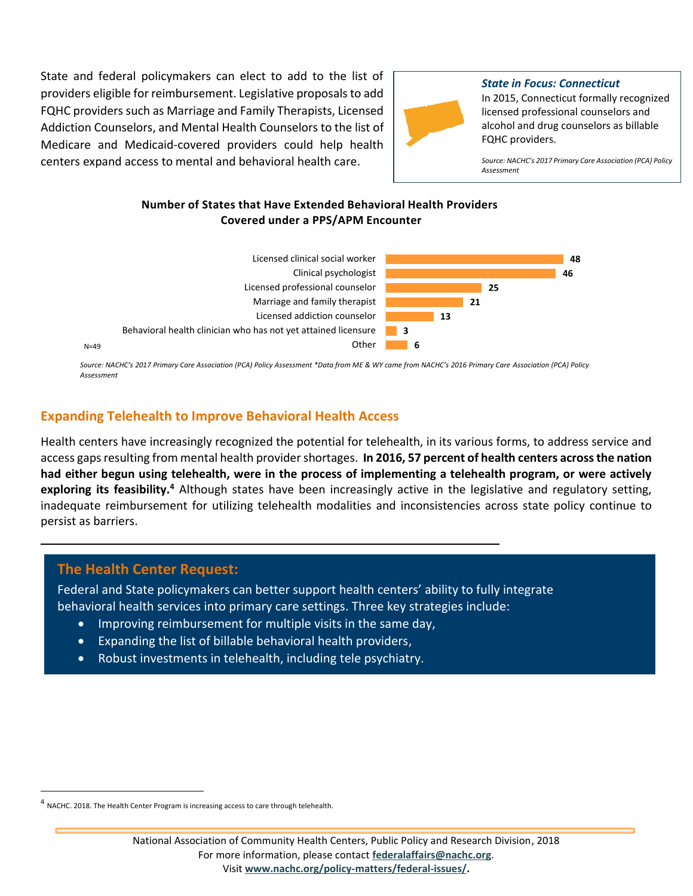State and federal policymakers can elect to add to the list of providers eligible for reimbursement. Legislative proposals to add FQHC providers such as Marriage and Family Therapists, Licensed Addiction Counselors, and Mental Health Counselors to the list of Medicare and Medicaid-covered providers could help health centers expand access to mental and behavioral health care.

***State in Focus: Connecticut***

In 2015, Connecticut formally recognized licensed professional counselors and alcohol and drug counselors as billable FQHC providers.

*Source: NACHC's 2017 Primary Care Association (PCA) Policy Assessment*

**Number of States that Have Extended Behavioral Health Providers Covered under a PPS/APM Encounter**

Licensed clinical social worker 48
Clinical psychologist 46
Licensed professional counselor 25
Marriage and family therapist 21
Licensed addiction counselor 13
Behavioral health clinician who has not yet attained licensure 3
Other 6

N=49

*Source: NACHC's 2017 Primary Care Association (PCA) Policy Assessment *Data from ME & WY came from NACHC's 2016 Primary Care Association (PCA) Policy Assessment*

## Expanding Telehealth to Improve Behavioral Health Access

Health centers have increasingly recognized the potential for telehealth, in its various forms, to address service and access gaps resulting from mental health provider shortages. **In 2016, 57 percent of health centers across the nation had either begun using telehealth, were in the process of implementing a telehealth program, or were actively exploring its feasibility.**[4] Although states have been increasingly active in the legislative and regulatory setting, inadequate reimbursement for utilizing telehealth modalities and inconsistencies across state policy continue to persist as barriers.

## The Health Center Request:

Federal and State policymakers can better support health centers' ability to fully integrate behavioral health services into primary care settings. Three key strategies include:

- Improving reimbursement for multiple visits in the same day,
- Expanding the list of billable behavioral health providers,
- Robust investments in telehealth, including tele psychiatry.

[4] NACHC. 2018. The Health Center Program is increasing access to care through telehealth.

National Association of Community Health Centers, Public Policy and Research Division, 2018
For more information, please contact **federalaffairs@nachc.org**.
Visit **www.nachc.org/policy-matters/federal-issues/**.